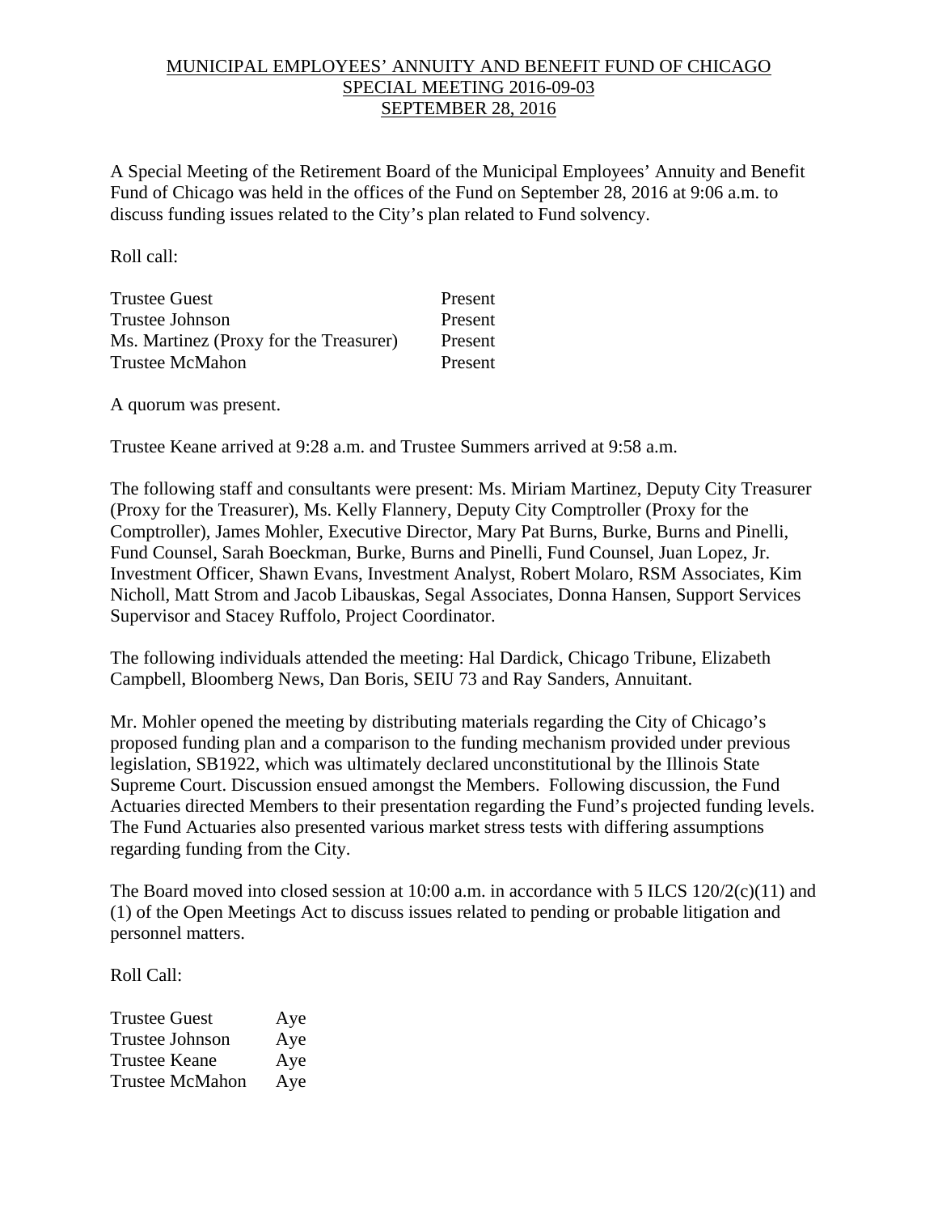MUNICIPAL EMPLOYEES' ANNUITY AND BENEFIT FUND OF CHICAGO
SPECIAL MEETING 2016-09-03
SEPTEMBER 28, 2016

A Special Meeting of the Retirement Board of the Municipal Employees' Annuity and Benefit Fund of Chicago was held in the offices of the Fund on September 28, 2016 at 9:06 a.m. to discuss funding issues related to the City's plan related to Fund solvency.

Roll call:

| | |
|---|---|
| Trustee Guest | Present |
| Trustee Johnson | Present |
| Ms. Martinez (Proxy for the Treasurer) | Present |
| Trustee McMahon | Present |

A quorum was present.

Trustee Keane arrived at 9:28 a.m. and Trustee Summers arrived at 9:58 a.m.

The following staff and consultants were present: Ms. Miriam Martinez, Deputy City Treasurer (Proxy for the Treasurer), Ms. Kelly Flannery, Deputy City Comptroller (Proxy for the Comptroller), James Mohler, Executive Director, Mary Pat Burns, Burke, Burns and Pinelli, Fund Counsel, Sarah Boeckman, Burke, Burns and Pinelli, Fund Counsel, Juan Lopez, Jr. Investment Officer, Shawn Evans, Investment Analyst, Robert Molaro, RSM Associates, Kim Nicholl, Matt Strom and Jacob Libauskas, Segal Associates, Donna Hansen, Support Services Supervisor and Stacey Ruffolo, Project Coordinator.

The following individuals attended the meeting: Hal Dardick, Chicago Tribune, Elizabeth Campbell, Bloomberg News, Dan Boris, SEIU 73 and Ray Sanders, Annuitant.

Mr. Mohler opened the meeting by distributing materials regarding the City of Chicago's proposed funding plan and a comparison to the funding mechanism provided under previous legislation, SB1922, which was ultimately declared unconstitutional by the Illinois State Supreme Court. Discussion ensued amongst the Members. Following discussion, the Fund Actuaries directed Members to their presentation regarding the Fund's projected funding levels. The Fund Actuaries also presented various market stress tests with differing assumptions regarding funding from the City.

The Board moved into closed session at 10:00 a.m. in accordance with 5 ILCS 120/2(c)(11) and (1) of the Open Meetings Act to discuss issues related to pending or probable litigation and personnel matters.

Roll Call:

| | |
|---|---|
| Trustee Guest | Aye |
| Trustee Johnson | Aye |
| Trustee Keane | Aye |
| Trustee McMahon | Aye |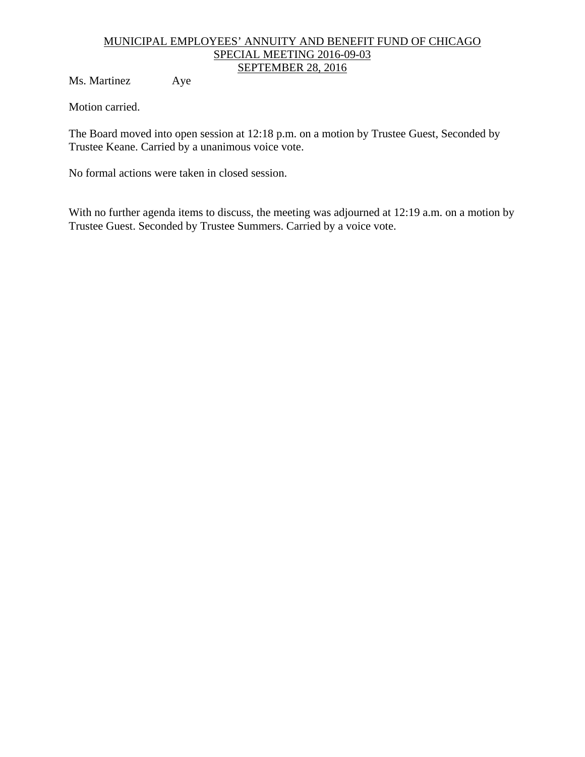Ms. Martinez Aye

Motion carried.

The Board moved into open session at 12:18 p.m. on a motion by Trustee Guest, Seconded by Trustee Keane. Carried by a unanimous voice vote.

No formal actions were taken in closed session.

With no further agenda items to discuss, the meeting was adjourned at 12:19 a.m. on a motion by Trustee Guest. Seconded by Trustee Summers. Carried by a voice vote.